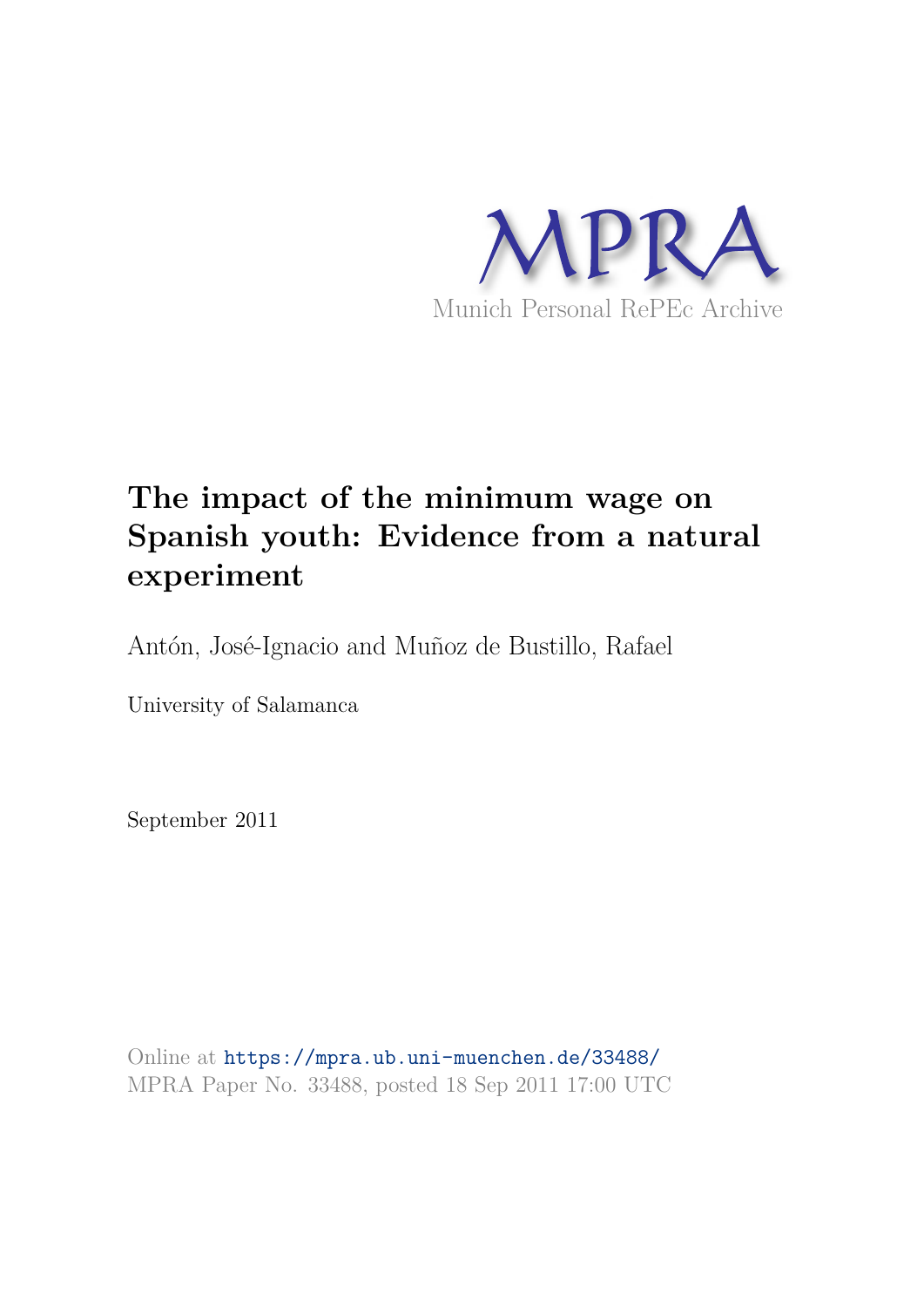MPRA

Munich Personal RePEc Archive

# The impact of the minimum wage on Spanish youth: Evidence from a natural experiment

Antón, José-Ignacio and Muñoz de Bustillo, Rafael

University of Salamanca

September 2011

Online at https://mpra.ub.uni-muenchen.de/33488/
MPRA Paper No. 33488, posted 18 Sep 2011 17:00 UTC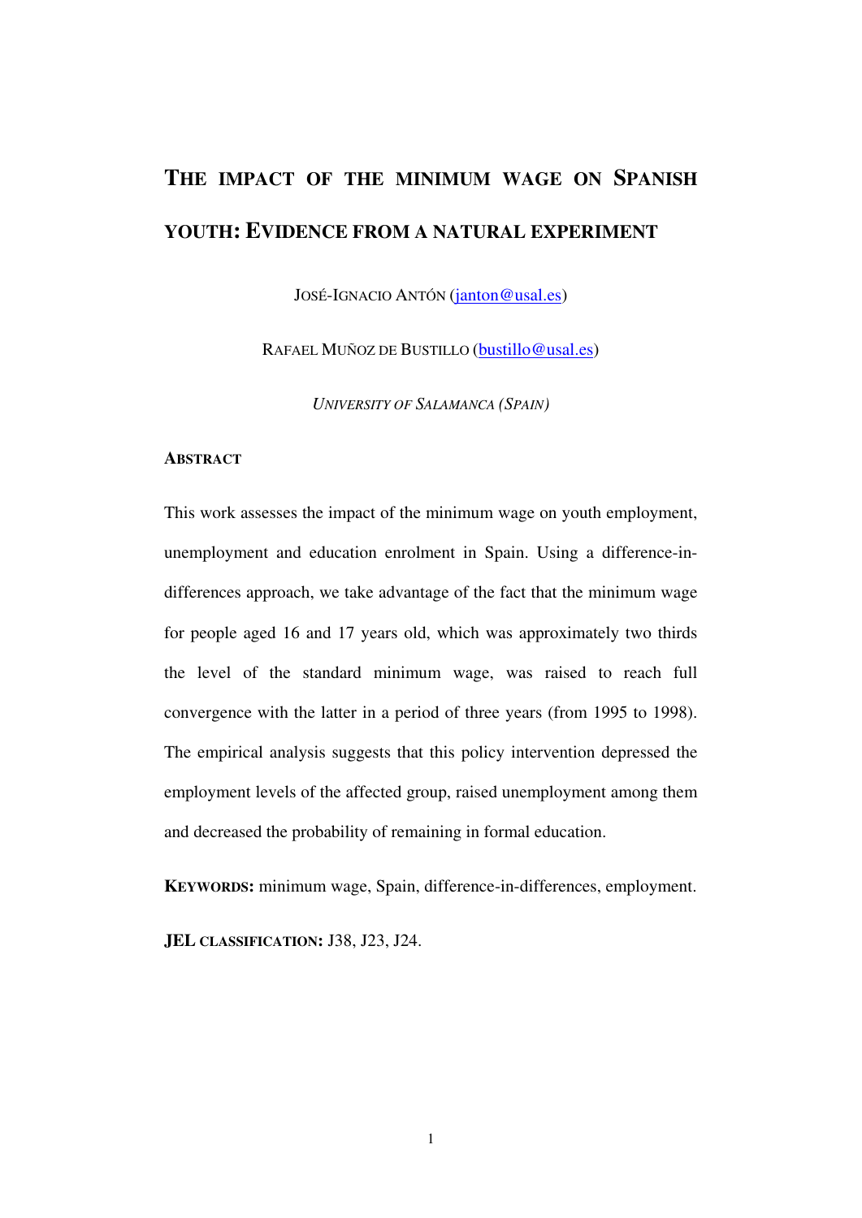# THE IMPACT OF THE MINIMUM WAGE ON SPANISH YOUTH: EVIDENCE FROM A NATURAL EXPERIMENT

JOSÉ-IGNACIO ANTÓN (janton@usal.es)

RAFAEL MUÑOZ DE BUSTILLO (bustillo@usal.es)

*UNIVERSITY OF SALAMANCA (SPAIN)*

**ABSTRACT**

This work assesses the impact of the minimum wage on youth employment, unemployment and education enrolment in Spain. Using a difference-in-differences approach, we take advantage of the fact that the minimum wage for people aged 16 and 17 years old, which was approximately two thirds the level of the standard minimum wage, was raised to reach full convergence with the latter in a period of three years (from 1995 to 1998). The empirical analysis suggests that this policy intervention depressed the employment levels of the affected group, raised unemployment among them and decreased the probability of remaining in formal education.

**KEYWORDS:** minimum wage, Spain, difference-in-differences, employment.

**JEL CLASSIFICATION:** J38, J23, J24.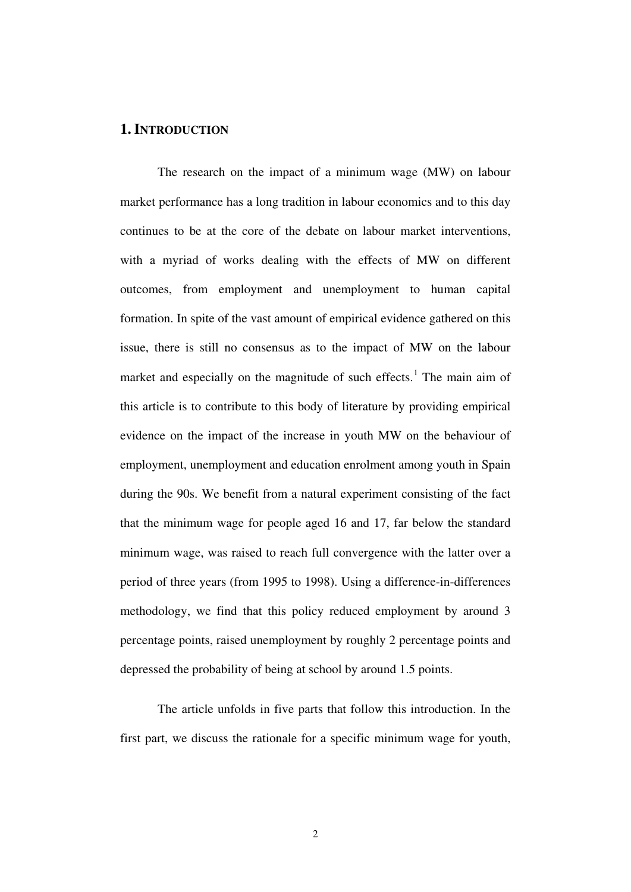## 1. INTRODUCTION

The research on the impact of a minimum wage (MW) on labour market performance has a long tradition in labour economics and to this day continues to be at the core of the debate on labour market interventions, with a myriad of works dealing with the effects of MW on different outcomes, from employment and unemployment to human capital formation. In spite of the vast amount of empirical evidence gathered on this issue, there is still no consensus as to the impact of MW on the labour market and especially on the magnitude of such effects.[1] The main aim of this article is to contribute to this body of literature by providing empirical evidence on the impact of the increase in youth MW on the behaviour of employment, unemployment and education enrolment among youth in Spain during the 90s. We benefit from a natural experiment consisting of the fact that the minimum wage for people aged 16 and 17, far below the standard minimum wage, was raised to reach full convergence with the latter over a period of three years (from 1995 to 1998). Using a difference-in-differences methodology, we find that this policy reduced employment by around 3 percentage points, raised unemployment by roughly 2 percentage points and depressed the probability of being at school by around 1.5 points.

The article unfolds in five parts that follow this introduction. In the first part, we discuss the rationale for a specific minimum wage for youth,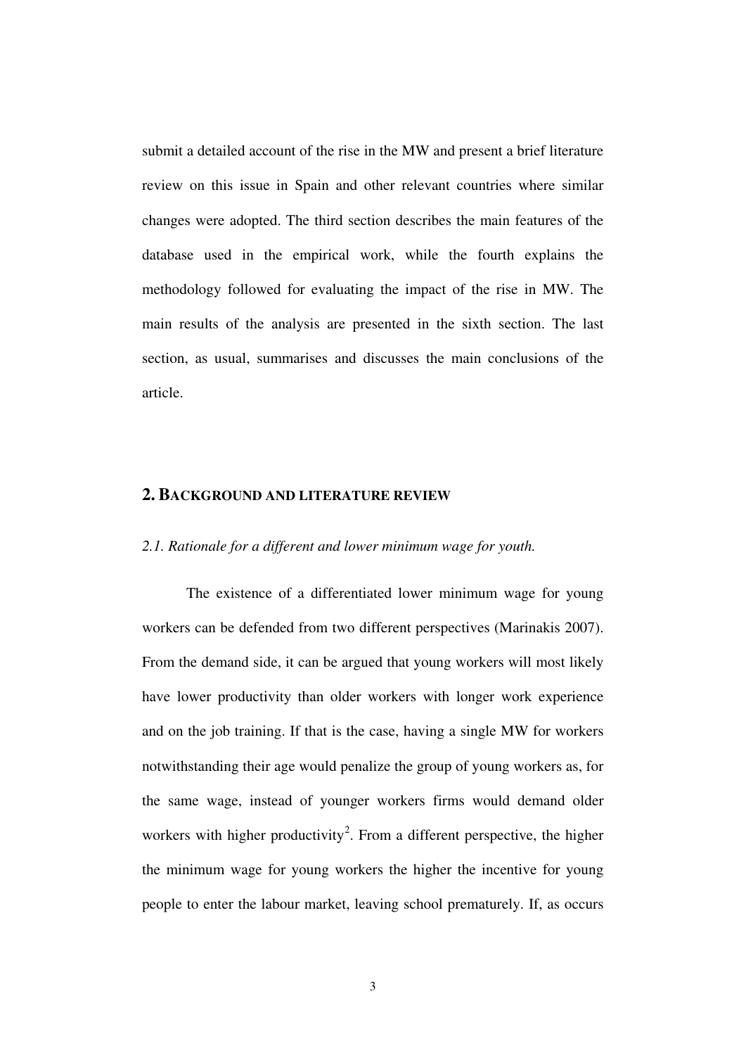submit a detailed account of the rise in the MW and present a brief literature review on this issue in Spain and other relevant countries where similar changes were adopted. The third section describes the main features of the database used in the empirical work, while the fourth explains the methodology followed for evaluating the impact of the rise in MW. The main results of the analysis are presented in the sixth section. The last section, as usual, summarises and discusses the main conclusions of the article.

## 2. BACKGROUND AND LITERATURE REVIEW

### *2.1. Rationale for a different and lower minimum wage for youth.*

The existence of a differentiated lower minimum wage for young workers can be defended from two different perspectives (Marinakis 2007). From the demand side, it can be argued that young workers will most likely have lower productivity than older workers with longer work experience and on the job training. If that is the case, having a single MW for workers notwithstanding their age would penalize the group of young workers as, for the same wage, instead of younger workers firms would demand older workers with higher productivity[2]. From a different perspective, the higher the minimum wage for young workers the higher the incentive for young people to enter the labour market, leaving school prematurely. If, as occurs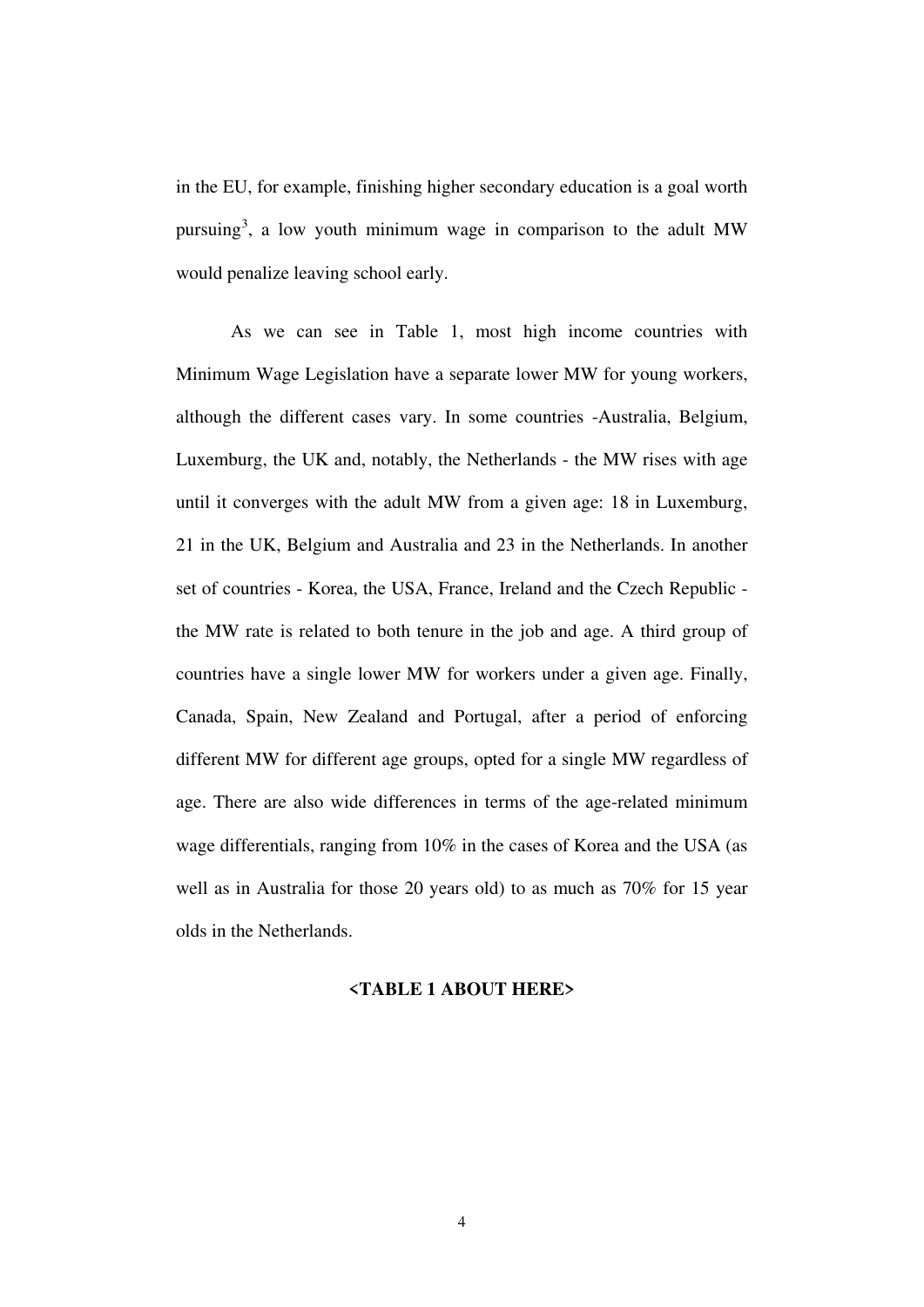in the EU, for example, finishing higher secondary education is a goal worth pursuing[3], a low youth minimum wage in comparison to the adult MW would penalize leaving school early.

As we can see in Table 1, most high income countries with Minimum Wage Legislation have a separate lower MW for young workers, although the different cases vary. In some countries -Australia, Belgium, Luxemburg, the UK and, notably, the Netherlands - the MW rises with age until it converges with the adult MW from a given age: 18 in Luxemburg, 21 in the UK, Belgium and Australia and 23 in the Netherlands. In another set of countries - Korea, the USA, France, Ireland and the Czech Republic - the MW rate is related to both tenure in the job and age. A third group of countries have a single lower MW for workers under a given age. Finally, Canada, Spain, New Zealand and Portugal, after a period of enforcing different MW for different age groups, opted for a single MW regardless of age. There are also wide differences in terms of the age-related minimum wage differentials, ranging from 10% in the cases of Korea and the USA (as well as in Australia for those 20 years old) to as much as 70% for 15 year olds in the Netherlands.

**<TABLE 1 ABOUT HERE>**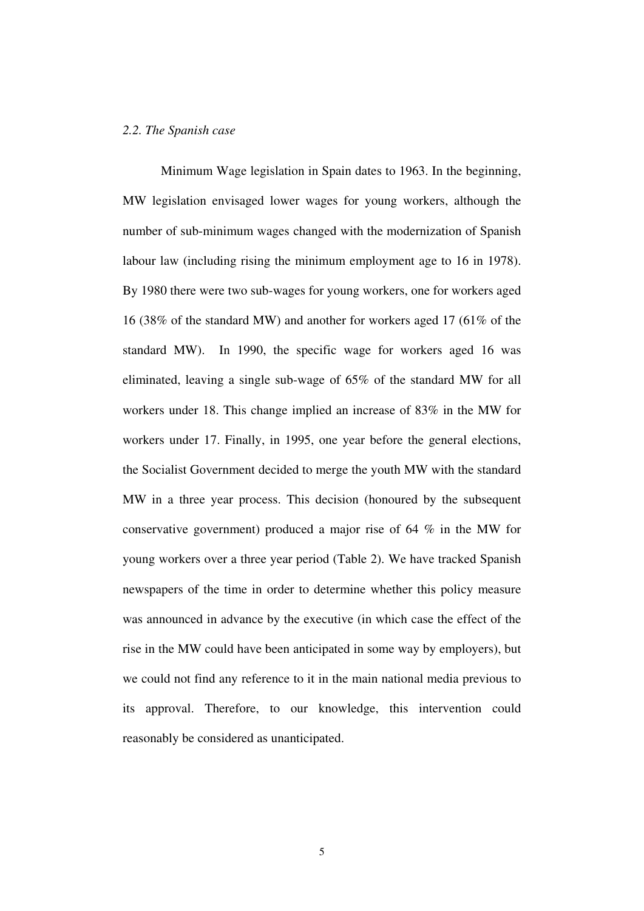### *2.2. The Spanish case*

Minimum Wage legislation in Spain dates to 1963. In the beginning, MW legislation envisaged lower wages for young workers, although the number of sub-minimum wages changed with the modernization of Spanish labour law (including rising the minimum employment age to 16 in 1978). By 1980 there were two sub-wages for young workers, one for workers aged 16 (38% of the standard MW) and another for workers aged 17 (61% of the standard MW). In 1990, the specific wage for workers aged 16 was eliminated, leaving a single sub-wage of 65% of the standard MW for all workers under 18. This change implied an increase of 83% in the MW for workers under 17. Finally, in 1995, one year before the general elections, the Socialist Government decided to merge the youth MW with the standard MW in a three year process. This decision (honoured by the subsequent conservative government) produced a major rise of 64 % in the MW for young workers over a three year period (Table 2). We have tracked Spanish newspapers of the time in order to determine whether this policy measure was announced in advance by the executive (in which case the effect of the rise in the MW could have been anticipated in some way by employers), but we could not find any reference to it in the main national media previous to its approval. Therefore, to our knowledge, this intervention could reasonably be considered as unanticipated.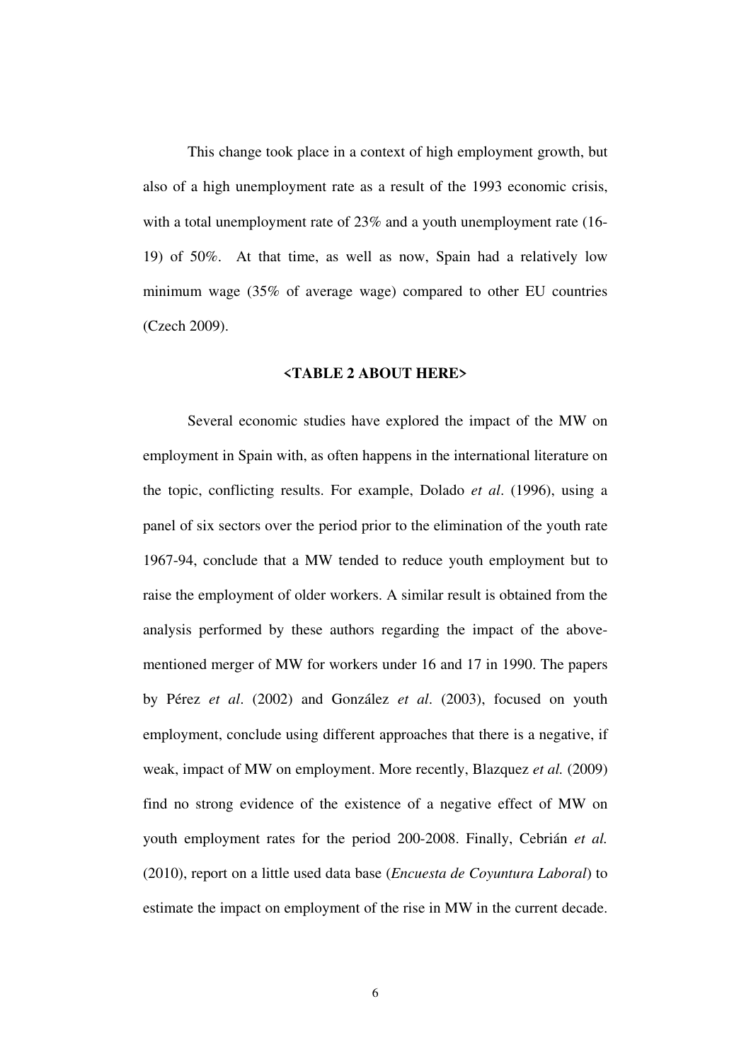This change took place in a context of high employment growth, but also of a high unemployment rate as a result of the 1993 economic crisis, with a total unemployment rate of 23% and a youth unemployment rate (16-19) of 50%. At that time, as well as now, Spain had a relatively low minimum wage (35% of average wage) compared to other EU countries (Czech 2009).

**<TABLE 2 ABOUT HERE>**

Several economic studies have explored the impact of the MW on employment in Spain with, as often happens in the international literature on the topic, conflicting results. For example, Dolado *et al*. (1996), using a panel of six sectors over the period prior to the elimination of the youth rate 1967-94, conclude that a MW tended to reduce youth employment but to raise the employment of older workers. A similar result is obtained from the analysis performed by these authors regarding the impact of the above-mentioned merger of MW for workers under 16 and 17 in 1990. The papers by Pérez *et al*. (2002) and González *et al*. (2003), focused on youth employment, conclude using different approaches that there is a negative, if weak, impact of MW on employment. More recently, Blazquez *et al.* (2009) find no strong evidence of the existence of a negative effect of MW on youth employment rates for the period 200-2008. Finally, Cebrián *et al.* (2010), report on a little used data base (*Encuesta de Coyuntura Laboral*) to estimate the impact on employment of the rise in MW in the current decade.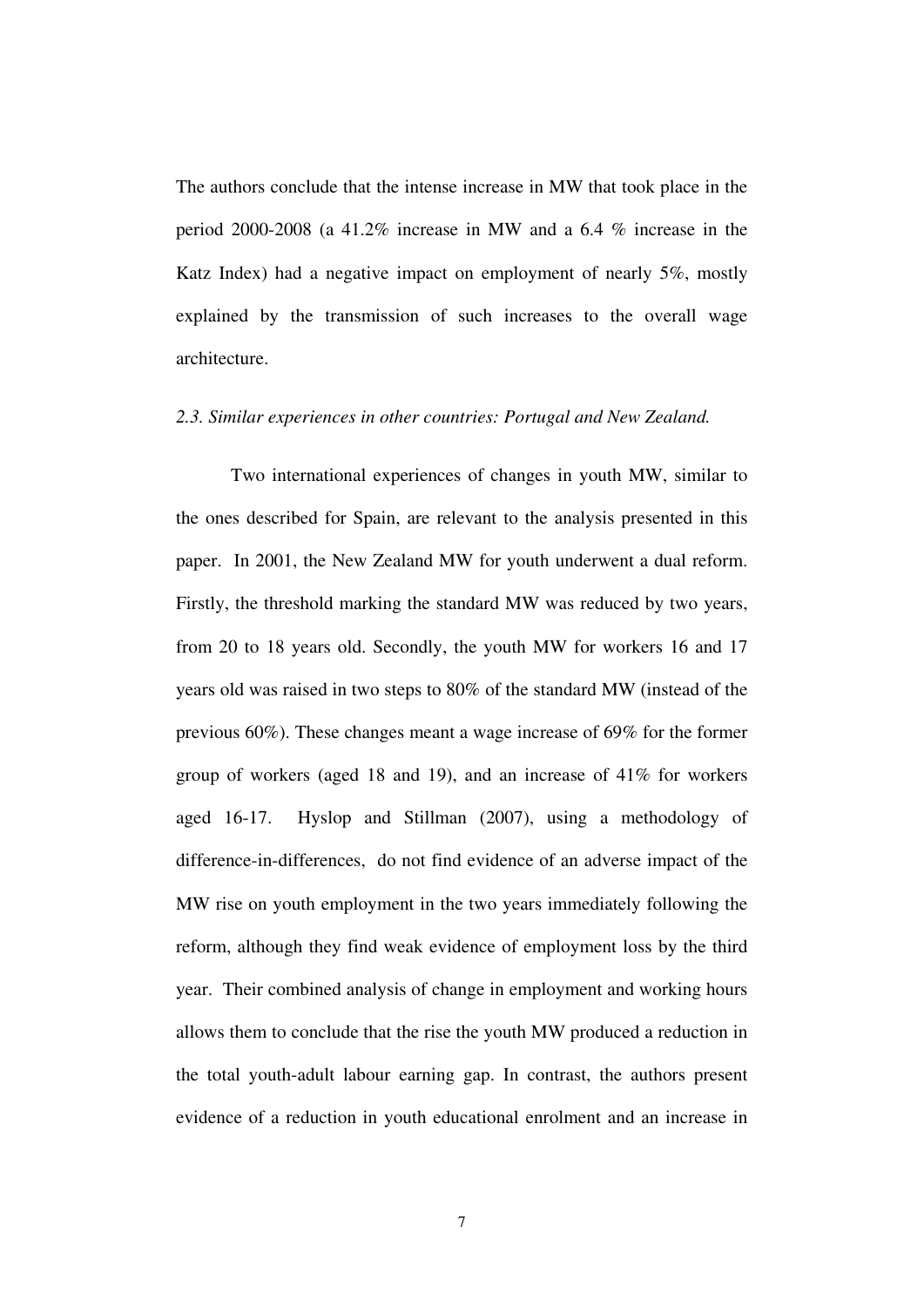The authors conclude that the intense increase in MW that took place in the period 2000-2008 (a 41.2% increase in MW and a 6.4 % increase in the Katz Index) had a negative impact on employment of nearly 5%, mostly explained by the transmission of such increases to the overall wage architecture.

### *2.3. Similar experiences in other countries: Portugal and New Zealand.*

Two international experiences of changes in youth MW, similar to the ones described for Spain, are relevant to the analysis presented in this paper. In 2001, the New Zealand MW for youth underwent a dual reform. Firstly, the threshold marking the standard MW was reduced by two years, from 20 to 18 years old. Secondly, the youth MW for workers 16 and 17 years old was raised in two steps to 80% of the standard MW (instead of the previous 60%). These changes meant a wage increase of 69% for the former group of workers (aged 18 and 19), and an increase of 41% for workers aged 16-17. Hyslop and Stillman (2007), using a methodology of difference-in-differences, do not find evidence of an adverse impact of the MW rise on youth employment in the two years immediately following the reform, although they find weak evidence of employment loss by the third year. Their combined analysis of change in employment and working hours allows them to conclude that the rise the youth MW produced a reduction in the total youth-adult labour earning gap. In contrast, the authors present evidence of a reduction in youth educational enrolment and an increase in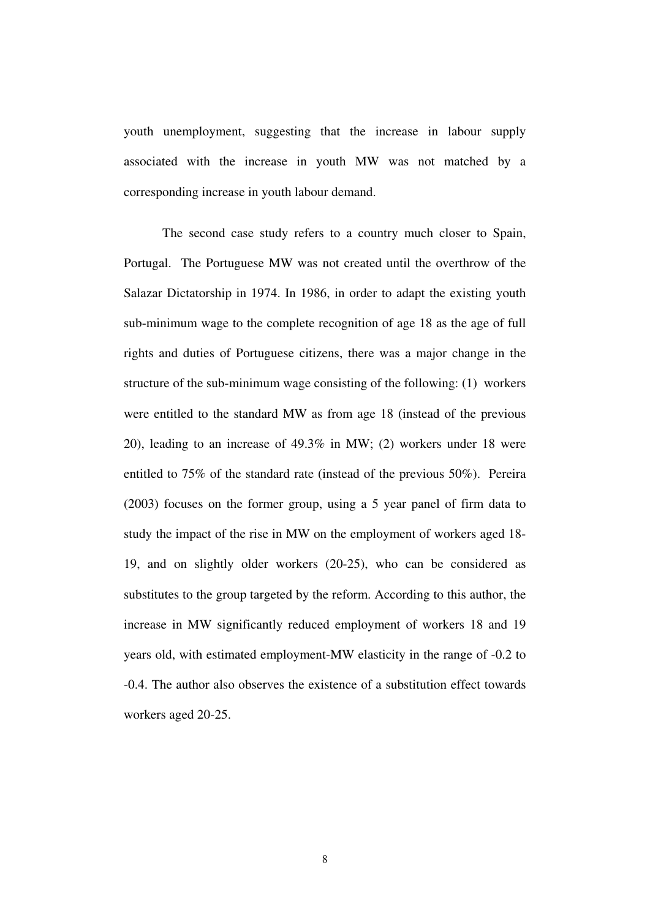youth unemployment, suggesting that the increase in labour supply associated with the increase in youth MW was not matched by a corresponding increase in youth labour demand.

The second case study refers to a country much closer to Spain, Portugal. The Portuguese MW was not created until the overthrow of the Salazar Dictatorship in 1974. In 1986, in order to adapt the existing youth sub-minimum wage to the complete recognition of age 18 as the age of full rights and duties of Portuguese citizens, there was a major change in the structure of the sub-minimum wage consisting of the following: (1) workers were entitled to the standard MW as from age 18 (instead of the previous 20), leading to an increase of 49.3% in MW; (2) workers under 18 were entitled to 75% of the standard rate (instead of the previous 50%). Pereira (2003) focuses on the former group, using a 5 year panel of firm data to study the impact of the rise in MW on the employment of workers aged 18-19, and on slightly older workers (20-25), who can be considered as substitutes to the group targeted by the reform. According to this author, the increase in MW significantly reduced employment of workers 18 and 19 years old, with estimated employment-MW elasticity in the range of -0.2 to -0.4. The author also observes the existence of a substitution effect towards workers aged 20-25.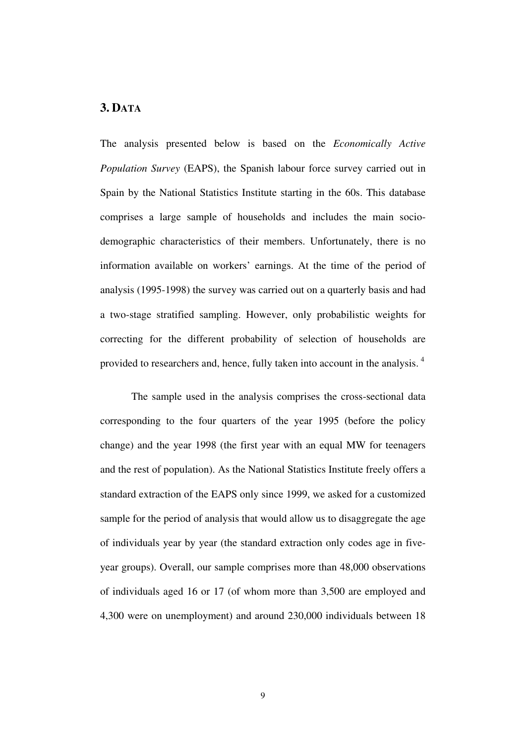## 3. DATA

The analysis presented below is based on the *Economically Active Population Survey* (EAPS), the Spanish labour force survey carried out in Spain by the National Statistics Institute starting in the 60s. This database comprises a large sample of households and includes the main socio-demographic characteristics of their members. Unfortunately, there is no information available on workers' earnings. At the time of the period of analysis (1995-1998) the survey was carried out on a quarterly basis and had a two-stage stratified sampling. However, only probabilistic weights for correcting for the different probability of selection of households are provided to researchers and, hence, fully taken into account in the analysis. [4]

The sample used in the analysis comprises the cross-sectional data corresponding to the four quarters of the year 1995 (before the policy change) and the year 1998 (the first year with an equal MW for teenagers and the rest of population). As the National Statistics Institute freely offers a standard extraction of the EAPS only since 1999, we asked for a customized sample for the period of analysis that would allow us to disaggregate the age of individuals year by year (the standard extraction only codes age in five-year groups). Overall, our sample comprises more than 48,000 observations of individuals aged 16 or 17 (of whom more than 3,500 are employed and 4,300 were on unemployment) and around 230,000 individuals between 18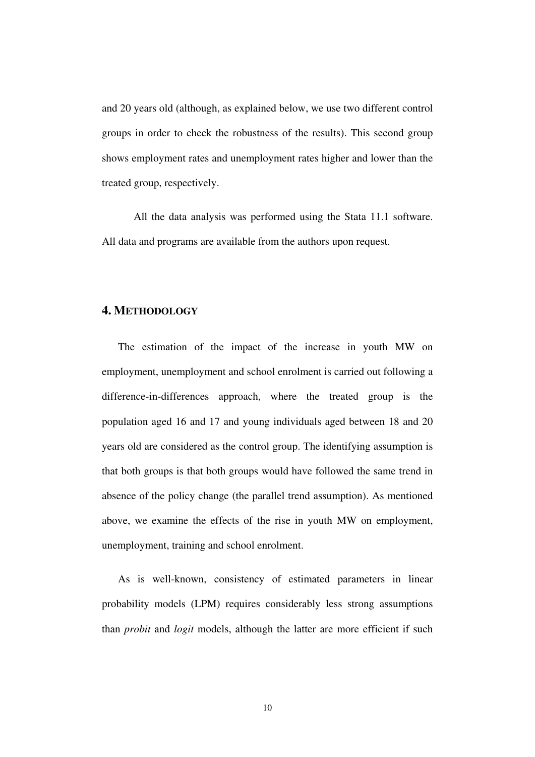and 20 years old (although, as explained below, we use two different control groups in order to check the robustness of the results). This second group shows employment rates and unemployment rates higher and lower than the treated group, respectively.

All the data analysis was performed using the Stata 11.1 software. All data and programs are available from the authors upon request.

## 4. METHODOLOGY

The estimation of the impact of the increase in youth MW on employment, unemployment and school enrolment is carried out following a difference-in-differences approach, where the treated group is the population aged 16 and 17 and young individuals aged between 18 and 20 years old are considered as the control group. The identifying assumption is that both groups is that both groups would have followed the same trend in absence of the policy change (the parallel trend assumption). As mentioned above, we examine the effects of the rise in youth MW on employment, unemployment, training and school enrolment.

As is well-known, consistency of estimated parameters in linear probability models (LPM) requires considerably less strong assumptions than *probit* and *logit* models, although the latter are more efficient if such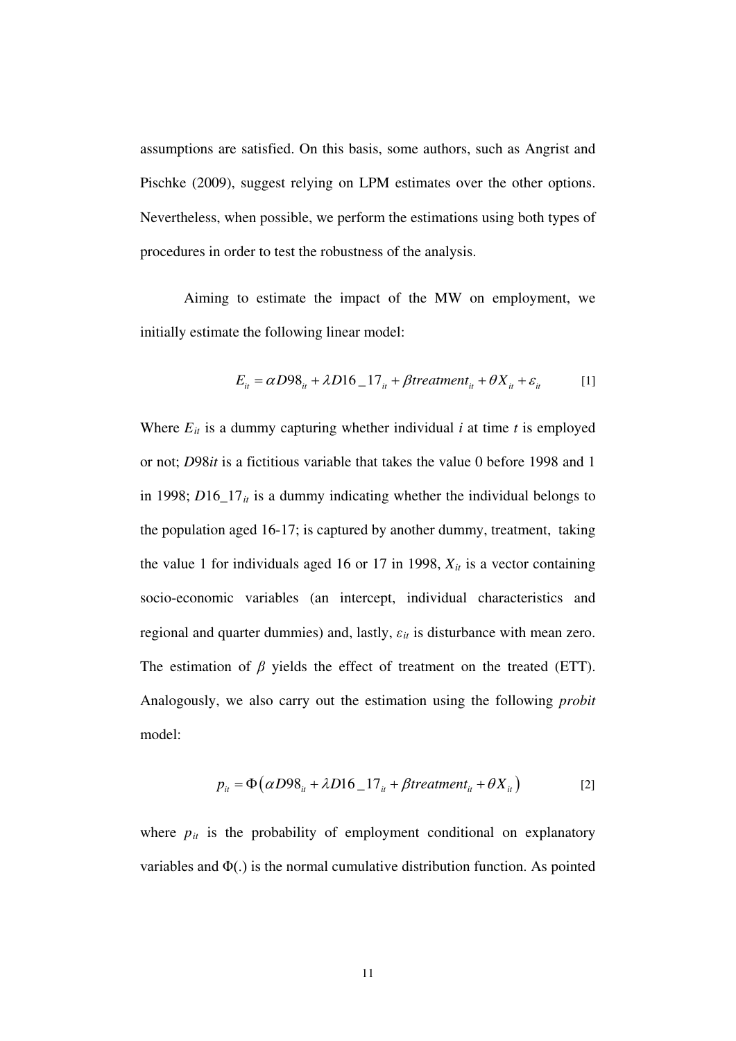assumptions are satisfied. On this basis, some authors, such as Angrist and Pischke (2009), suggest relying on LPM estimates over the other options. Nevertheless, when possible, we perform the estimations using both types of procedures in order to test the robustness of the analysis.

Aiming to estimate the impact of the MW on employment, we initially estimate the following linear model:

$$E_{it} = \alpha D98_{it} + \lambda D16\_17_{it} + \beta treatment_{it} + \theta X_{it} + \varepsilon_{it} \quad [1]$$

Where $E_{it}$ is a dummy capturing whether individual *i* at time *t* is employed or not; $D98it$ is a fictitious variable that takes the value 0 before 1998 and 1 in 1998; $D16\_17_{it}$ is a dummy indicating whether the individual belongs to the population aged 16-17; is captured by another dummy, treatment, taking the value 1 for individuals aged 16 or 17 in 1998, $X_{it}$ is a vector containing socio-economic variables (an intercept, individual characteristics and regional and quarter dummies) and, lastly, $\varepsilon_{it}$ is disturbance with mean zero. The estimation of $\beta$ yields the effect of treatment on the treated (ETT). Analogously, we also carry out the estimation using the following *probit* model:

$$p_{it} = \Phi\left(\alpha D98_{it} + \lambda D16\_17_{it} + \beta treatment_{it} + \theta X_{it}\right) \quad [2]$$

where $p_{it}$ is the probability of employment conditional on explanatory variables and $\Phi(.)$ is the normal cumulative distribution function. As pointed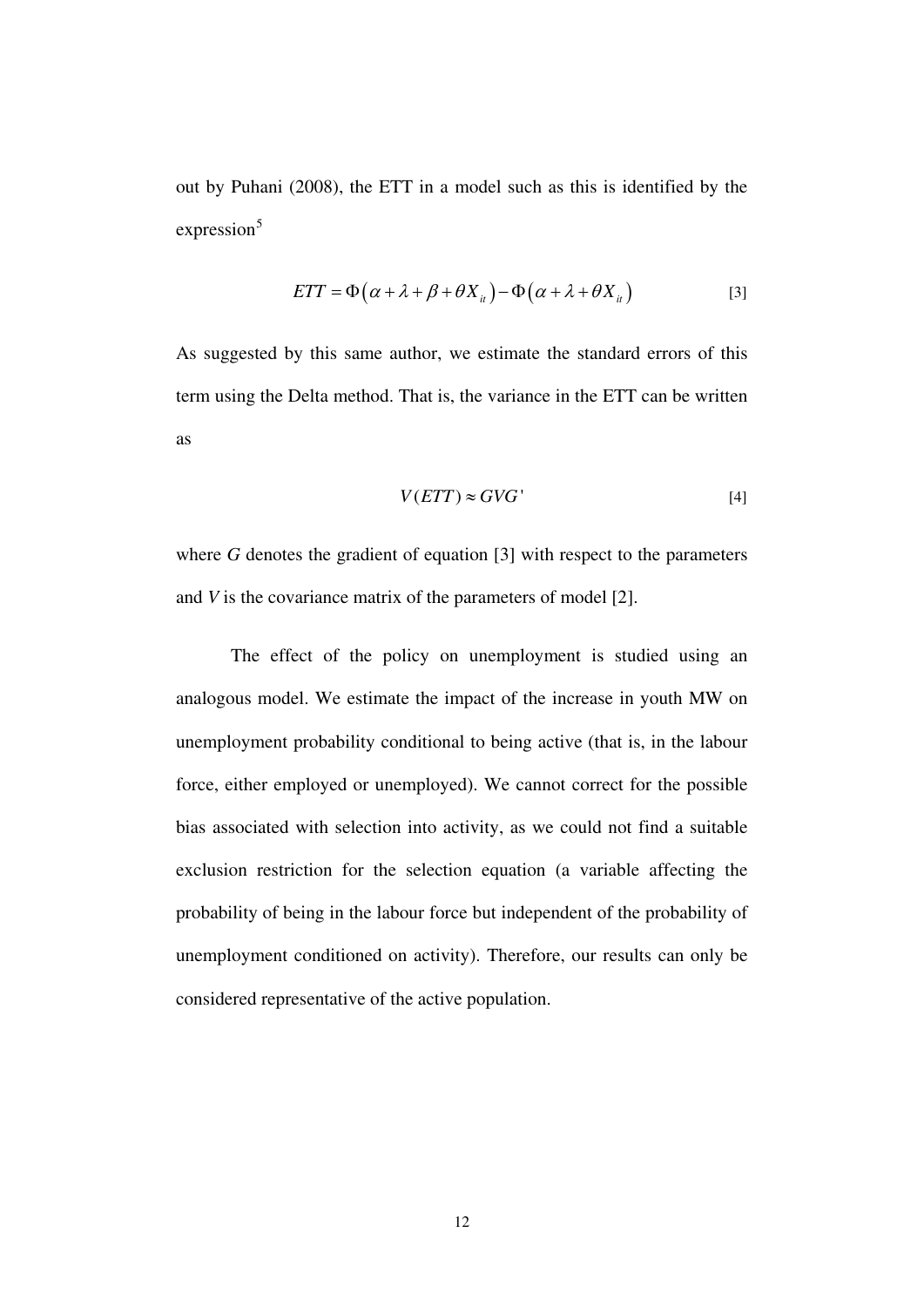out by Puhani (2008), the ETT in a model such as this is identified by the expression[5]

$$ETT = \Phi\left(\alpha + \lambda + \beta + \theta X_{it}\right) - \Phi\left(\alpha + \lambda + \theta X_{it}\right) \qquad [3]$$

As suggested by this same author, we estimate the standard errors of this term using the Delta method. That is, the variance in the ETT can be written as

$$V(ETT) \approx GVG' \qquad [4]$$

where $G$ denotes the gradient of equation [3] with respect to the parameters and $V$ is the covariance matrix of the parameters of model [2].

The effect of the policy on unemployment is studied using an analogous model. We estimate the impact of the increase in youth MW on unemployment probability conditional to being active (that is, in the labour force, either employed or unemployed). We cannot correct for the possible bias associated with selection into activity, as we could not find a suitable exclusion restriction for the selection equation (a variable affecting the probability of being in the labour force but independent of the probability of unemployment conditioned on activity). Therefore, our results can only be considered representative of the active population.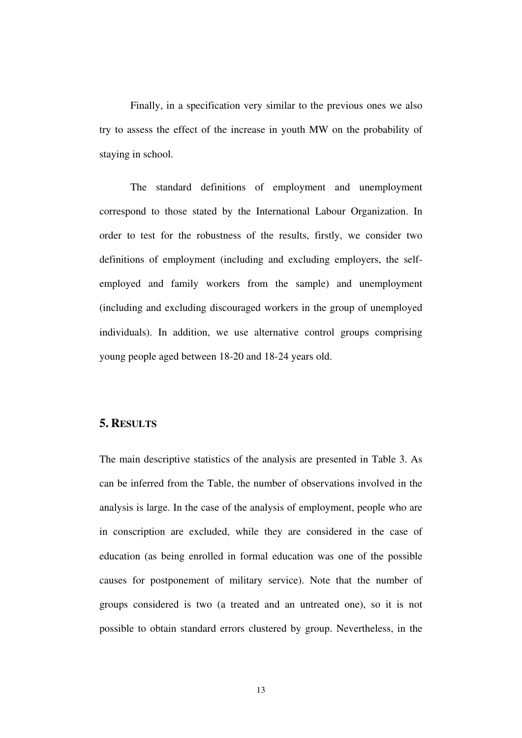Finally, in a specification very similar to the previous ones we also try to assess the effect of the increase in youth MW on the probability of staying in school.

The standard definitions of employment and unemployment correspond to those stated by the International Labour Organization. In order to test for the robustness of the results, firstly, we consider two definitions of employment (including and excluding employers, the self-employed and family workers from the sample) and unemployment (including and excluding discouraged workers in the group of unemployed individuals). In addition, we use alternative control groups comprising young people aged between 18-20 and 18-24 years old.

## 5. RESULTS

The main descriptive statistics of the analysis are presented in Table 3. As can be inferred from the Table, the number of observations involved in the analysis is large. In the case of the analysis of employment, people who are in conscription are excluded, while they are considered in the case of education (as being enrolled in formal education was one of the possible causes for postponement of military service). Note that the number of groups considered is two (a treated and an untreated one), so it is not possible to obtain standard errors clustered by group. Nevertheless, in the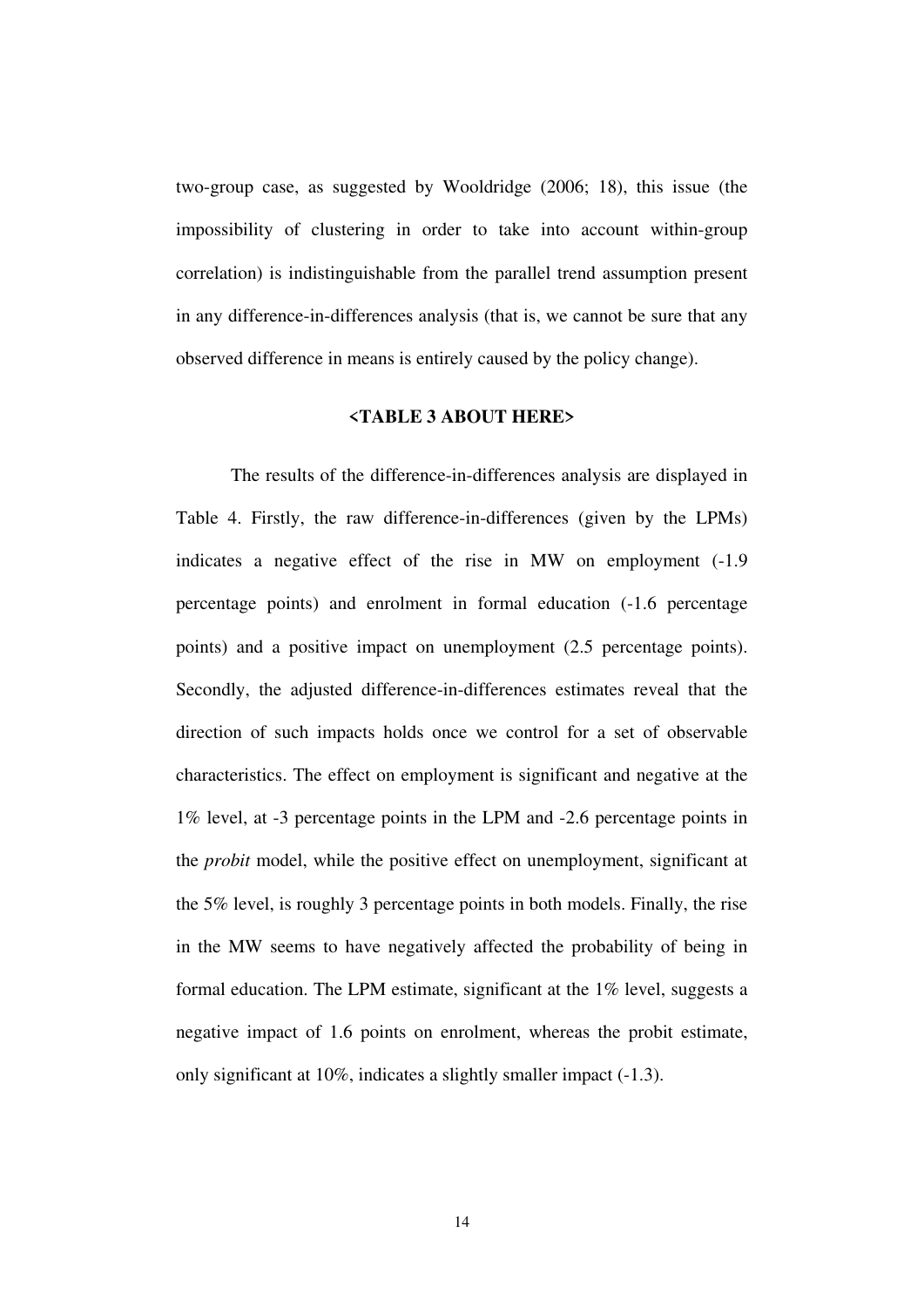two-group case, as suggested by Wooldridge (2006; 18), this issue (the impossibility of clustering in order to take into account within-group correlation) is indistinguishable from the parallel trend assumption present in any difference-in-differences analysis (that is, we cannot be sure that any observed difference in means is entirely caused by the policy change).

**<TABLE 3 ABOUT HERE>**

The results of the difference-in-differences analysis are displayed in Table 4. Firstly, the raw difference-in-differences (given by the LPMs) indicates a negative effect of the rise in MW on employment (-1.9 percentage points) and enrolment in formal education (-1.6 percentage points) and a positive impact on unemployment (2.5 percentage points). Secondly, the adjusted difference-in-differences estimates reveal that the direction of such impacts holds once we control for a set of observable characteristics. The effect on employment is significant and negative at the 1% level, at -3 percentage points in the LPM and -2.6 percentage points in the *probit* model, while the positive effect on unemployment, significant at the 5% level, is roughly 3 percentage points in both models. Finally, the rise in the MW seems to have negatively affected the probability of being in formal education. The LPM estimate, significant at the 1% level, suggests a negative impact of 1.6 points on enrolment, whereas the probit estimate, only significant at 10%, indicates a slightly smaller impact (-1.3).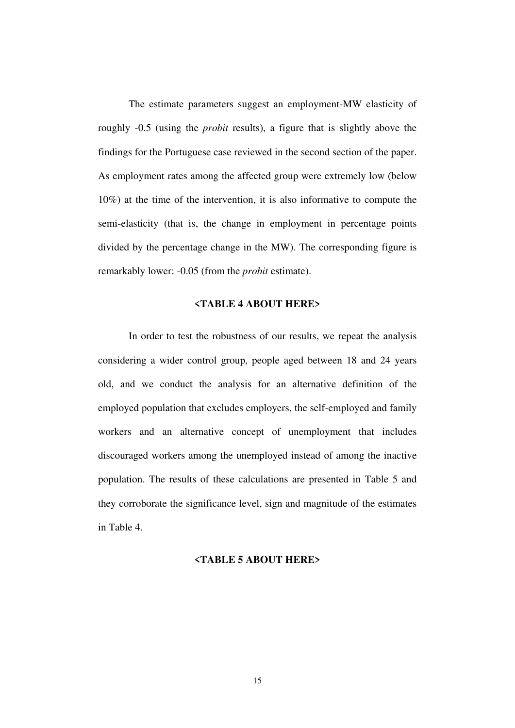The estimate parameters suggest an employment-MW elasticity of roughly -0.5 (using the *probit* results), a figure that is slightly above the findings for the Portuguese case reviewed in the second section of the paper. As employment rates among the affected group were extremely low (below 10%) at the time of the intervention, it is also informative to compute the semi-elasticity (that is, the change in employment in percentage points divided by the percentage change in the MW). The corresponding figure is remarkably lower: -0.05 (from the *probit* estimate).

**<TABLE 4 ABOUT HERE>**

In order to test the robustness of our results, we repeat the analysis considering a wider control group, people aged between 18 and 24 years old, and we conduct the analysis for an alternative definition of the employed population that excludes employers, the self-employed and family workers and an alternative concept of unemployment that includes discouraged workers among the unemployed instead of among the inactive population. The results of these calculations are presented in Table 5 and they corroborate the significance level, sign and magnitude of the estimates in Table 4.

**<TABLE 5 ABOUT HERE>**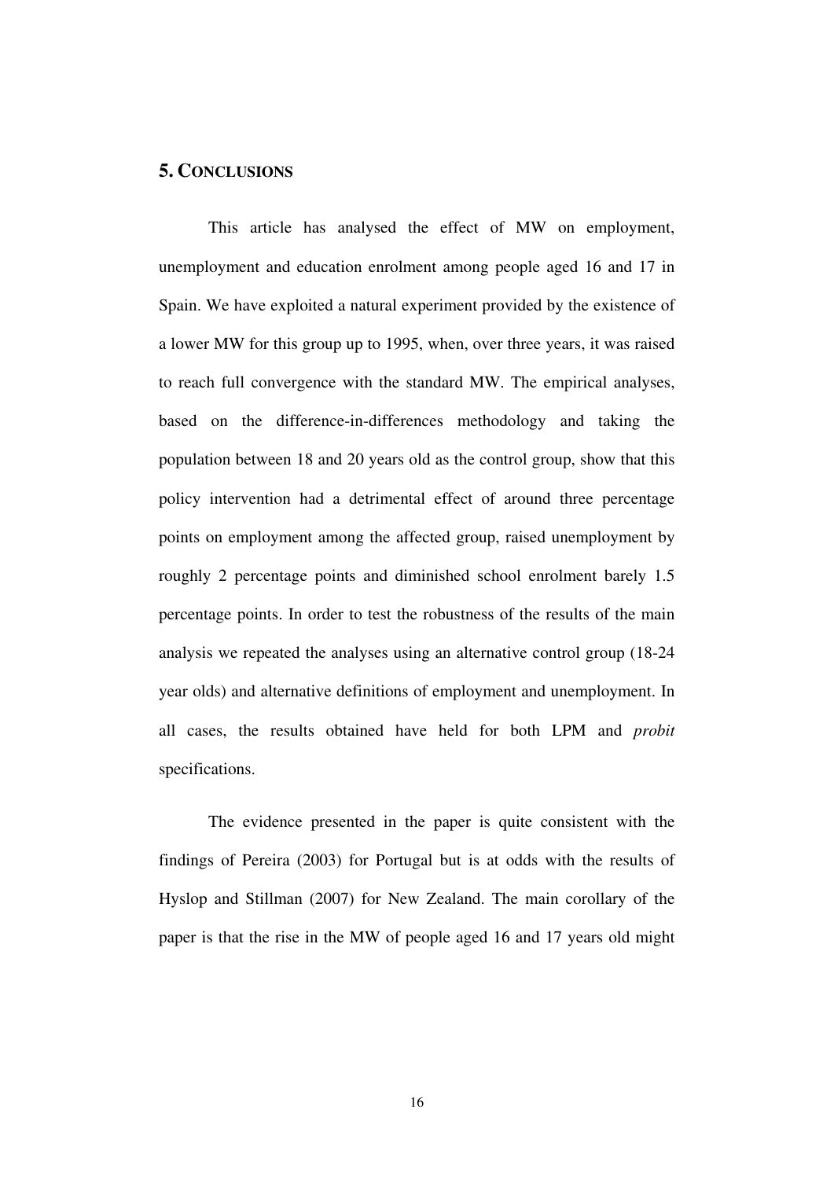## 5. CONCLUSIONS

This article has analysed the effect of MW on employment, unemployment and education enrolment among people aged 16 and 17 in Spain. We have exploited a natural experiment provided by the existence of a lower MW for this group up to 1995, when, over three years, it was raised to reach full convergence with the standard MW. The empirical analyses, based on the difference-in-differences methodology and taking the population between 18 and 20 years old as the control group, show that this policy intervention had a detrimental effect of around three percentage points on employment among the affected group, raised unemployment by roughly 2 percentage points and diminished school enrolment barely 1.5 percentage points. In order to test the robustness of the results of the main analysis we repeated the analyses using an alternative control group (18-24 year olds) and alternative definitions of employment and unemployment. In all cases, the results obtained have held for both LPM and *probit* specifications.

The evidence presented in the paper is quite consistent with the findings of Pereira (2003) for Portugal but is at odds with the results of Hyslop and Stillman (2007) for New Zealand. The main corollary of the paper is that the rise in the MW of people aged 16 and 17 years old might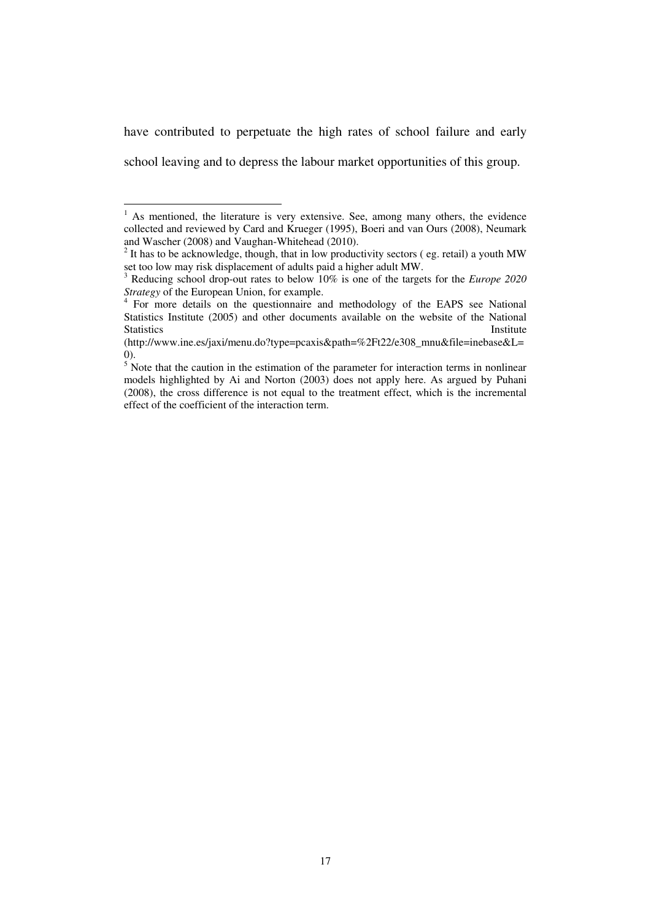have contributed to perpetuate the high rates of school failure and early school leaving and to depress the labour market opportunities of this group.

---

[1] As mentioned, the literature is very extensive. See, among many others, the evidence collected and reviewed by Card and Krueger (1995), Boeri and van Ours (2008), Neumark and Wascher (2008) and Vaughan-Whitehead (2010).

[2] It has to be acknowledge, though, that in low productivity sectors ( eg. retail) a youth MW set too low may risk displacement of adults paid a higher adult MW.

[3] Reducing school drop-out rates to below 10% is one of the targets for the *Europe 2020 Strategy* of the European Union, for example.

[4] For more details on the questionnaire and methodology of the EAPS see National Statistics Institute (2005) and other documents available on the website of the National Statistics Institute (http://www.ine.es/jaxi/menu.do?type=pcaxis&path=%2Ft22/e308_mnu&file=inebase&L=0).

[5] Note that the caution in the estimation of the parameter for interaction terms in nonlinear models highlighted by Ai and Norton (2003) does not apply here. As argued by Puhani (2008), the cross difference is not equal to the treatment effect, which is the incremental effect of the coefficient of the interaction term.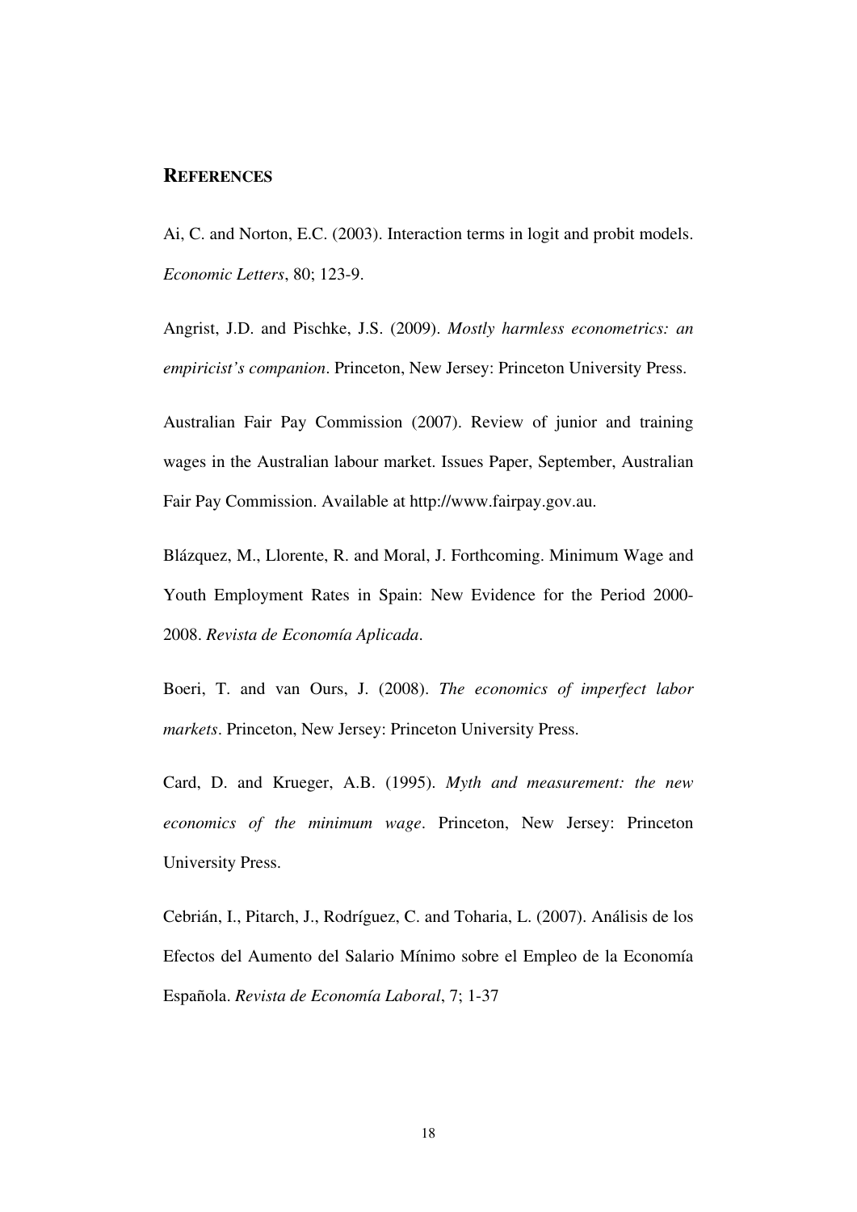## REFERENCES

Ai, C. and Norton, E.C. (2003). Interaction terms in logit and probit models. *Economic Letters*, 80; 123-9.

Angrist, J.D. and Pischke, J.S. (2009). *Mostly harmless econometrics: an empiricist's companion*. Princeton, New Jersey: Princeton University Press.

Australian Fair Pay Commission (2007). Review of junior and training wages in the Australian labour market. Issues Paper, September, Australian Fair Pay Commission. Available at http://www.fairpay.gov.au.

Blázquez, M., Llorente, R. and Moral, J. Forthcoming. Minimum Wage and Youth Employment Rates in Spain: New Evidence for the Period 2000-2008. *Revista de Economía Aplicada*.

Boeri, T. and van Ours, J. (2008). *The economics of imperfect labor markets*. Princeton, New Jersey: Princeton University Press.

Card, D. and Krueger, A.B. (1995). *Myth and measurement: the new economics of the minimum wage*. Princeton, New Jersey: Princeton University Press.

Cebrián, I., Pitarch, J., Rodríguez, C. and Toharia, L. (2007). Análisis de los Efectos del Aumento del Salario Mínimo sobre el Empleo de la Economía Española. *Revista de Economía Laboral*, 7; 1-37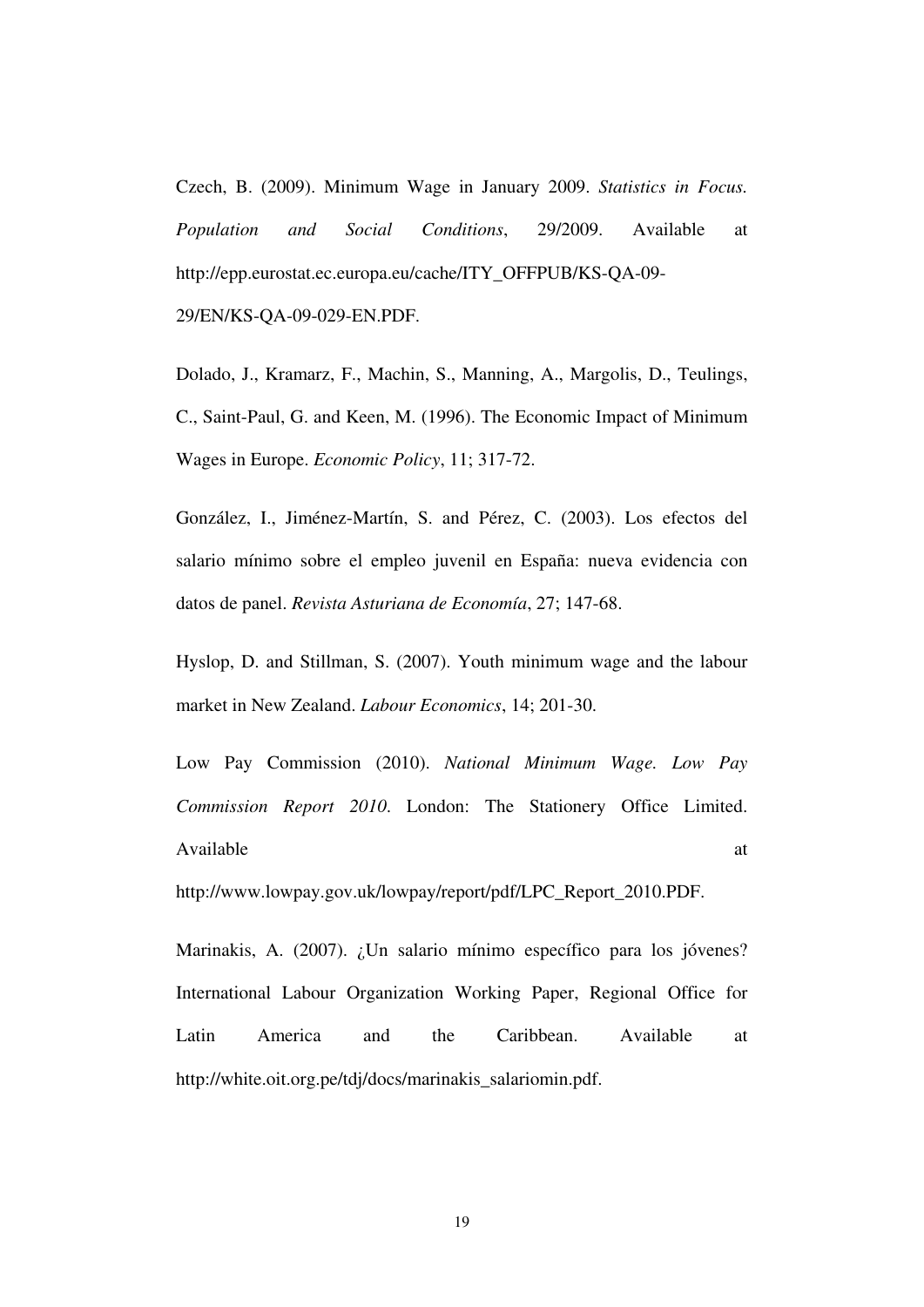Czech, B. (2009). Minimum Wage in January 2009. *Statistics in Focus. Population and Social Conditions*, 29/2009. Available at http://epp.eurostat.ec.europa.eu/cache/ITY_OFFPUB/KS-QA-09-29/EN/KS-QA-09-029-EN.PDF.

Dolado, J., Kramarz, F., Machin, S., Manning, A., Margolis, D., Teulings, C., Saint-Paul, G. and Keen, M. (1996). The Economic Impact of Minimum Wages in Europe. *Economic Policy*, 11; 317-72.

González, I., Jiménez-Martín, S. and Pérez, C. (2003). Los efectos del salario mínimo sobre el empleo juvenil en España: nueva evidencia con datos de panel. *Revista Asturiana de Economía*, 27; 147-68.

Hyslop, D. and Stillman, S. (2007). Youth minimum wage and the labour market in New Zealand. *Labour Economics*, 14; 201-30.

Low Pay Commission (2010). *National Minimum Wage. Low Pay Commission Report 2010*. London: The Stationery Office Limited. Available at http://www.lowpay.gov.uk/lowpay/report/pdf/LPC_Report_2010.PDF.

Marinakis, A. (2007). ¿Un salario mínimo específico para los jóvenes? International Labour Organization Working Paper, Regional Office for Latin America and the Caribbean. Available at http://white.oit.org.pe/tdj/docs/marinakis_salariomin.pdf.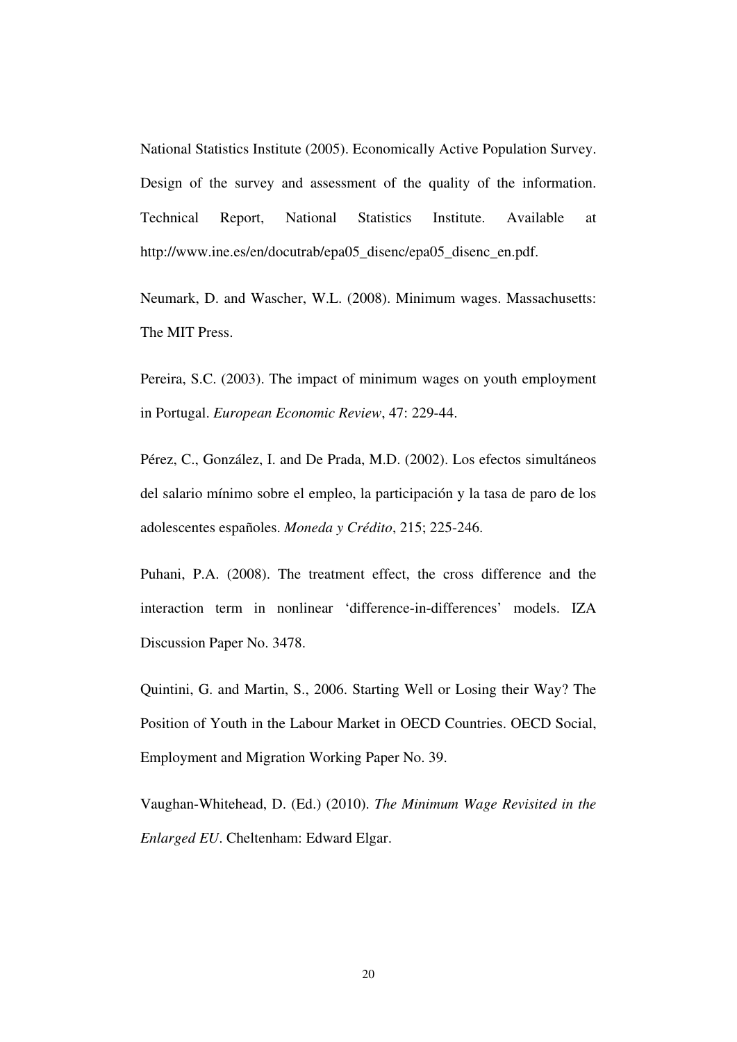National Statistics Institute (2005). Economically Active Population Survey. Design of the survey and assessment of the quality of the information. Technical Report, National Statistics Institute. Available at http://www.ine.es/en/docutrab/epa05_disenc/epa05_disenc_en.pdf.

Neumark, D. and Wascher, W.L. (2008). Minimum wages. Massachusetts: The MIT Press.

Pereira, S.C. (2003). The impact of minimum wages on youth employment in Portugal. *European Economic Review*, 47: 229-44.

Pérez, C., González, I. and De Prada, M.D. (2002). Los efectos simultáneos del salario mínimo sobre el empleo, la participación y la tasa de paro de los adolescentes españoles. *Moneda y Crédito*, 215; 225-246.

Puhani, P.A. (2008). The treatment effect, the cross difference and the interaction term in nonlinear 'difference-in-differences' models. IZA Discussion Paper No. 3478.

Quintini, G. and Martin, S., 2006. Starting Well or Losing their Way? The Position of Youth in the Labour Market in OECD Countries. OECD Social, Employment and Migration Working Paper No. 39.

Vaughan-Whitehead, D. (Ed.) (2010). *The Minimum Wage Revisited in the Enlarged EU*. Cheltenham: Edward Elgar.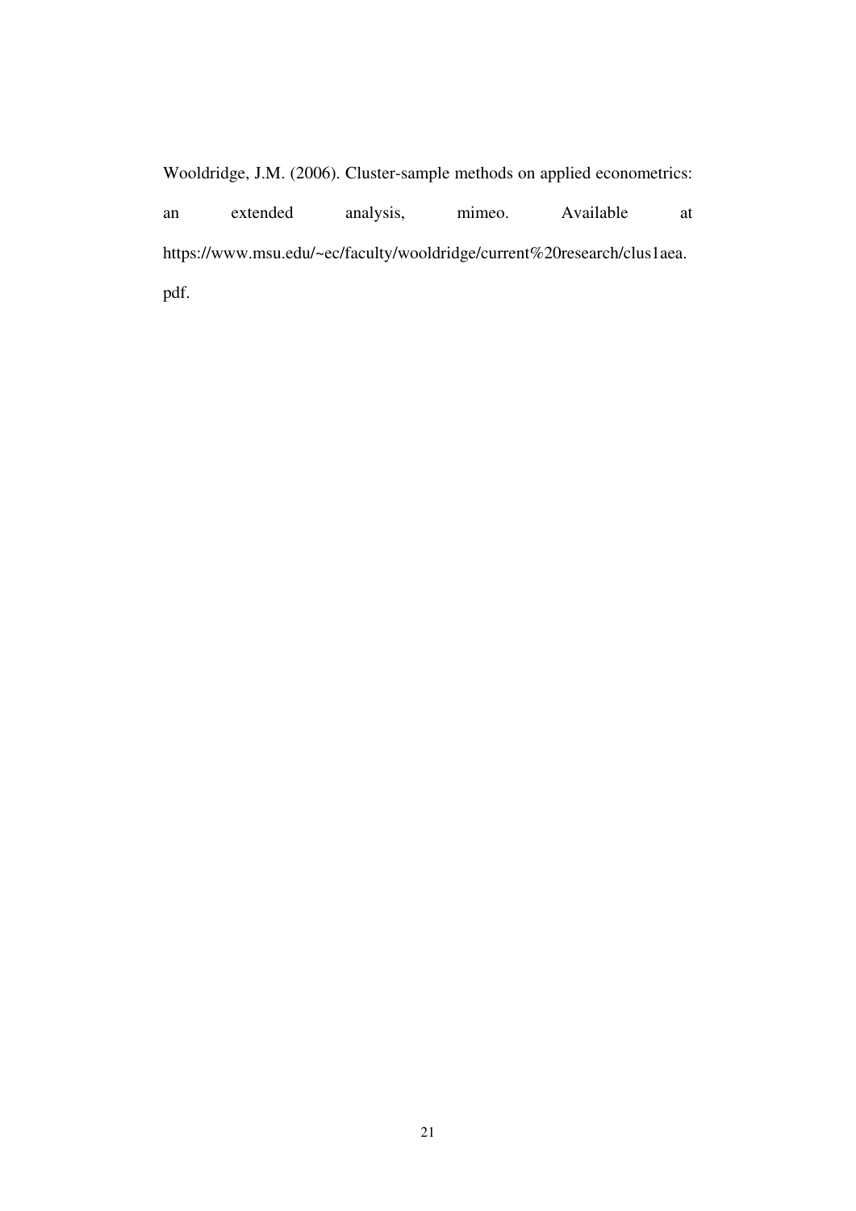Wooldridge, J.M. (2006). Cluster-sample methods on applied econometrics: an extended analysis, mimeo. Available at https://www.msu.edu/~ec/faculty/wooldridge/current%20research/clus1aea.pdf.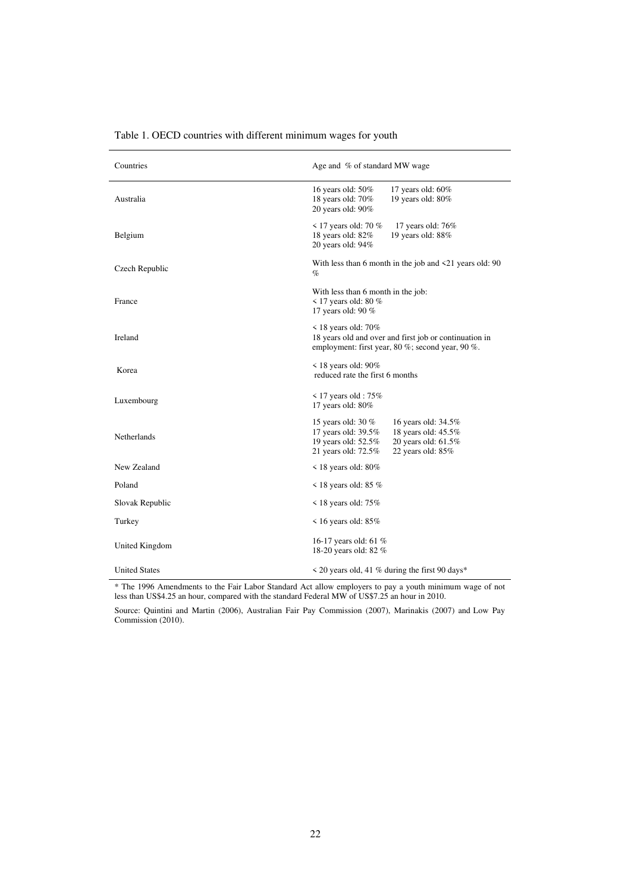Table 1. OECD countries with different minimum wages for youth

| Countries | Age and % of standard MW wage |
|---|---|
| Australia | 16 years old: 50% 17 years old: 60% 18 years old: 70% 19 years old: 80% 20 years old: 90% |
| Belgium | < 17 years old: 70 % 17 years old: 76% 18 years old: 82% 19 years old: 88% 20 years old: 94% |
| Czech Republic | With less than 6 month in the job and <21 years old: 90 % |
| France | With less than 6 month in the job: < 17 years old: 80 % 17 years old: 90 % |
| Ireland | < 18 years old: 70% 18 years old and over and first job or continuation in employment: first year, 80 %; second year, 90 %. |
| Korea | < 18 years old: 90% reduced rate the first 6 months |
| Luxembourg | < 17 years old : 75% 17 years old: 80% |
| Netherlands | 15 years old: 30 % 16 years old: 34.5% 17 years old: 39.5% 18 years old: 45.5% 19 years old: 52.5% 20 years old: 61.5% 21 years old: 72.5% 22 years old: 85% |
| New Zealand | < 18 years old: 80% |
| Poland | < 18 years old: 85 % |
| Slovak Republic | < 18 years old: 75% |
| Turkey | < 16 years old: 85% |
| United Kingdom | 16-17 years old: 61 % 18-20 years old: 82 % |
| United States | < 20 years old, 41 % during the first 90 days* |

* The 1996 Amendments to the Fair Labor Standard Act allow employers to pay a youth minimum wage of not less than US$4.25 an hour, compared with the standard Federal MW of US$7.25 an hour in 2010.

Source: Quintini and Martin (2006), Australian Fair Pay Commission (2007), Marinakis (2007) and Low Pay Commission (2010).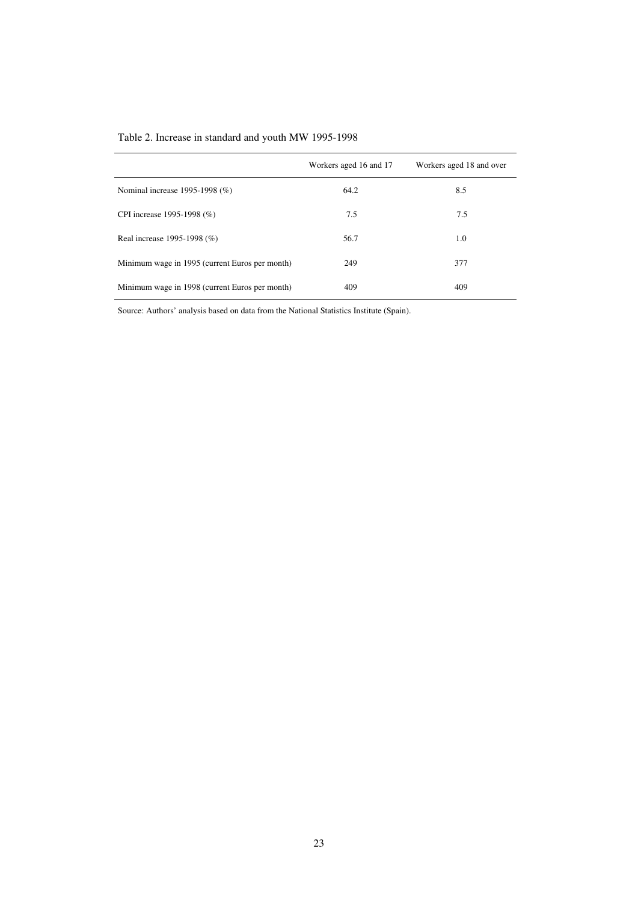Table 2. Increase in standard and youth MW 1995-1998

| | Workers aged 16 and 17 | Workers aged 18 and over |
|---|---|---|
| Nominal increase 1995-1998 (%) | 64.2 | 8.5 |
| CPI increase 1995-1998 (%) | 7.5 | 7.5 |
| Real increase 1995-1998 (%) | 56.7 | 1.0 |
| Minimum wage in 1995 (current Euros per month) | 249 | 377 |
| Minimum wage in 1998 (current Euros per month) | 409 | 409 |

Source: Authors' analysis based on data from the National Statistics Institute (Spain).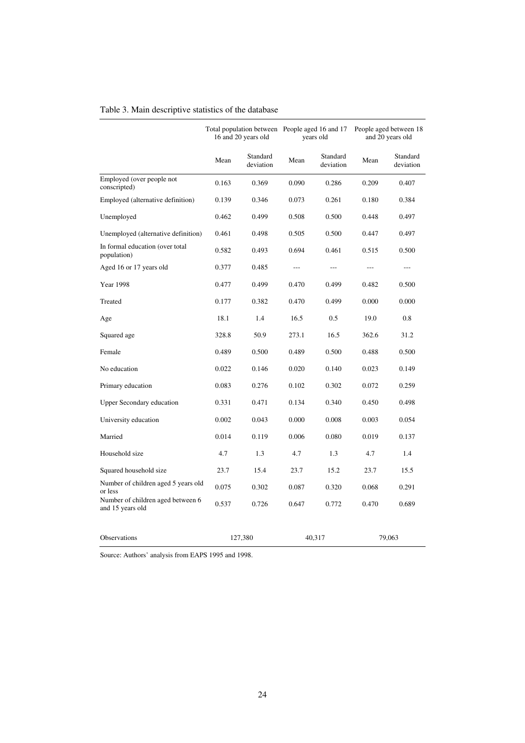Table 3. Main descriptive statistics of the database

| | Total population between 16 and 20 years old | | People aged 16 and 17 years old | | People aged between 18 and 20 years old | |
|---|---|---|---|---|---|---|
| | Mean | Standard deviation | Mean | Standard deviation | Mean | Standard deviation |
| Employed (over people not conscripted) | 0.163 | 0.369 | 0.090 | 0.286 | 0.209 | 0.407 |
| Employed (alternative definition) | 0.139 | 0.346 | 0.073 | 0.261 | 0.180 | 0.384 |
| Unemployed | 0.462 | 0.499 | 0.508 | 0.500 | 0.448 | 0.497 |
| Unemployed (alternative definition) | 0.461 | 0.498 | 0.505 | 0.500 | 0.447 | 0.497 |
| In formal education (over total population) | 0.582 | 0.493 | 0.694 | 0.461 | 0.515 | 0.500 |
| Aged 16 or 17 years old | 0.377 | 0.485 | --- | --- | --- | --- |
| Year 1998 | 0.477 | 0.499 | 0.470 | 0.499 | 0.482 | 0.500 |
| Treated | 0.177 | 0.382 | 0.470 | 0.499 | 0.000 | 0.000 |
| Age | 18.1 | 1.4 | 16.5 | 0.5 | 19.0 | 0.8 |
| Squared age | 328.8 | 50.9 | 273.1 | 16.5 | 362.6 | 31.2 |
| Female | 0.489 | 0.500 | 0.489 | 0.500 | 0.488 | 0.500 |
| No education | 0.022 | 0.146 | 0.020 | 0.140 | 0.023 | 0.149 |
| Primary education | 0.083 | 0.276 | 0.102 | 0.302 | 0.072 | 0.259 |
| Upper Secondary education | 0.331 | 0.471 | 0.134 | 0.340 | 0.450 | 0.498 |
| University education | 0.002 | 0.043 | 0.000 | 0.008 | 0.003 | 0.054 |
| Married | 0.014 | 0.119 | 0.006 | 0.080 | 0.019 | 0.137 |
| Household size | 4.7 | 1.3 | 4.7 | 1.3 | 4.7 | 1.4 |
| Squared household size | 23.7 | 15.4 | 23.7 | 15.2 | 23.7 | 15.5 |
| Number of children aged 5 years old or less | 0.075 | 0.302 | 0.087 | 0.320 | 0.068 | 0.291 |
| Number of children aged between 6 and 15 years old | 0.537 | 0.726 | 0.647 | 0.772 | 0.470 | 0.689 |
| Observations | 127,380 | | 40,317 | | 79,063 | |

Source: Authors' analysis from EAPS 1995 and 1998.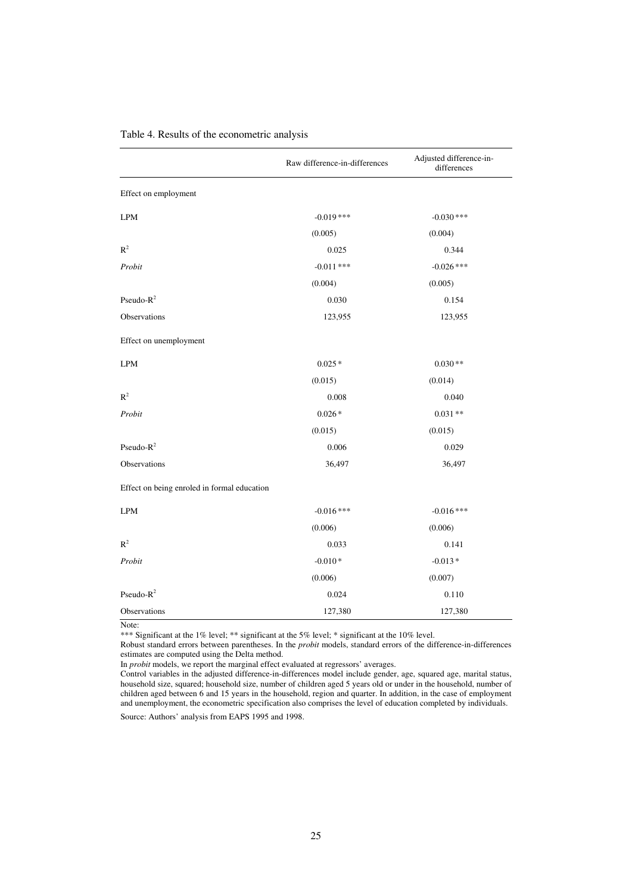Table 4. Results of the econometric analysis

| | Raw difference-in-differences | Adjusted difference-in-differences |
|---|---|---|
| Effect on employment | | |
| LPM | -0.019 *** | -0.030 *** |
| | (0.005) | (0.004) |
| $R^2$ | 0.025 | 0.344 |
| *Probit* | -0.011 *** | -0.026 *** |
| | (0.004) | (0.005) |
| Pseudo-$R^2$ | 0.030 | 0.154 |
| Observations | 123,955 | 123,955 |
| Effect on unemployment | | |
| LPM | 0.025 * | 0.030 ** |
| | (0.015) | (0.014) |
| $R^2$ | 0.008 | 0.040 |
| *Probit* | 0.026 * | 0.031 ** |
| | (0.015) | (0.015) |
| Pseudo-$R^2$ | 0.006 | 0.029 |
| Observations | 36,497 | 36,497 |
| Effect on being enroled in formal education | | |
| LPM | -0.016 *** | -0.016 *** |
| | (0.006) | (0.006) |
| $R^2$ | 0.033 | 0.141 |
| *Probit* | -0.010 * | -0.013 * |
| | (0.006) | (0.007) |
| Pseudo-$R^2$ | 0.024 | 0.110 |
| Observations | 127,380 | 127,380 |

Note:

*** Significant at the 1% level; ** significant at the 5% level; * significant at the 10% level.

Robust standard errors between parentheses. In the *probit* models, standard errors of the difference-in-differences estimates are computed using the Delta method.

In *probit* models, we report the marginal effect evaluated at regressors' averages.

Control variables in the adjusted difference-in-differences model include gender, age, squared age, marital status, household size, squared; household size, number of children aged 5 years old or under in the household, number of children aged between 6 and 15 years in the household, region and quarter. In addition, in the case of employment and unemployment, the econometric specification also comprises the level of education completed by individuals.

Source: Authors' analysis from EAPS 1995 and 1998.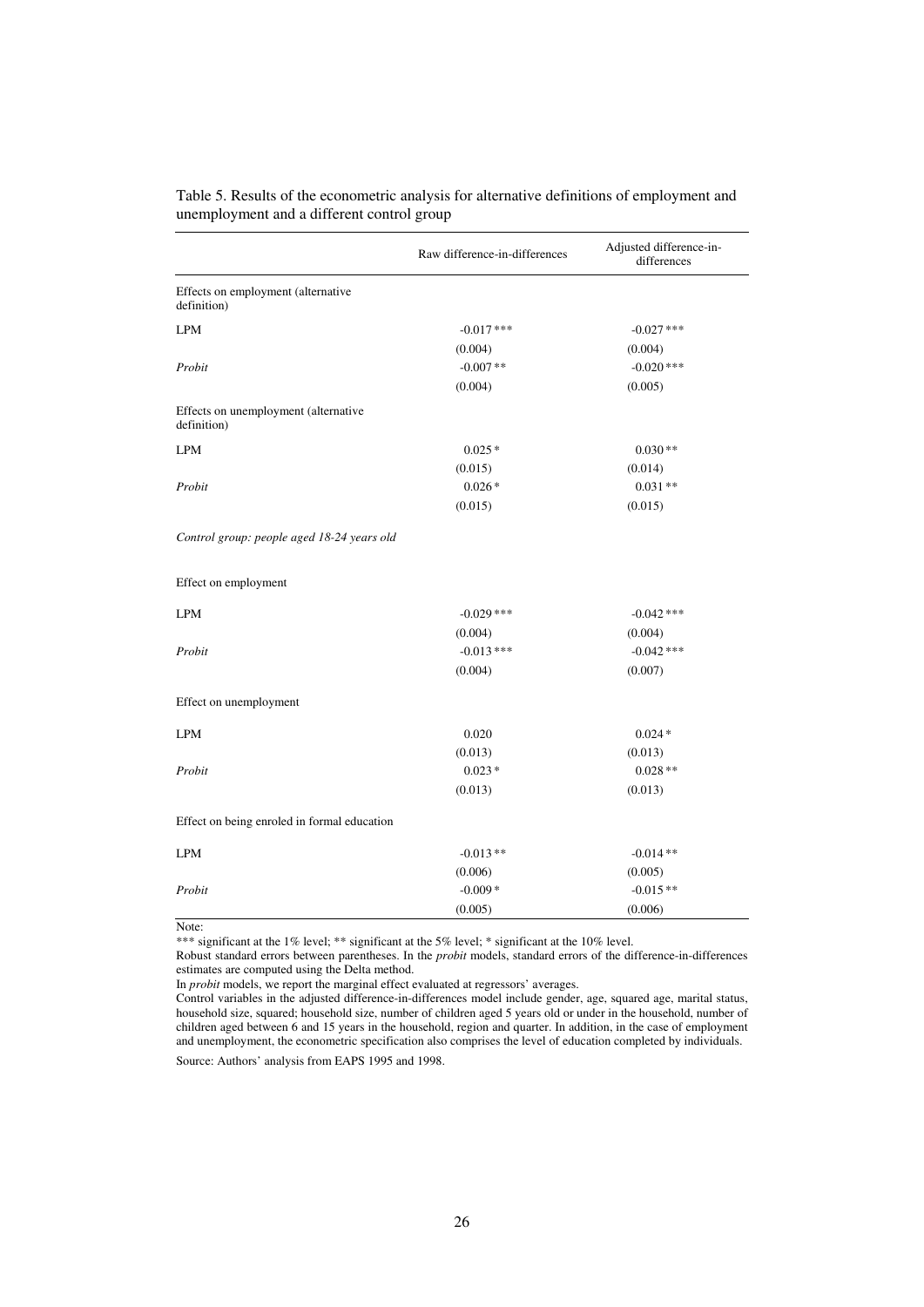Table 5. Results of the econometric analysis for alternative definitions of employment and unemployment and a different control group

| | Raw difference-in-differences | Adjusted difference-in-differences |
|---|---|---|
| Effects on employment (alternative definition) | | |
| LPM | -0.017 *** | -0.027 *** |
| | (0.004) | (0.004) |
| *Probit* | -0.007 ** | -0.020 *** |
| | (0.004) | (0.005) |
| Effects on unemployment (alternative definition) | | |
| LPM | 0.025 * | 0.030 ** |
| | (0.015) | (0.014) |
| *Probit* | 0.026 * | 0.031 ** |
| | (0.015) | (0.015) |
| *Control group: people aged 18-24 years old* | | |
| Effect on employment | | |
| LPM | -0.029 *** | -0.042 *** |
| | (0.004) | (0.004) |
| *Probit* | -0.013 *** | -0.042 *** |
| | (0.004) | (0.007) |
| Effect on unemployment | | |
| LPM | 0.020 | 0.024 * |
| | (0.013) | (0.013) |
| *Probit* | 0.023 * | 0.028 ** |
| | (0.013) | (0.013) |
| Effect on being enroled in formal education | | |
| LPM | -0.013 ** | -0.014 ** |
| | (0.006) | (0.005) |
| *Probit* | -0.009 * | -0.015 ** |
| | (0.005) | (0.006) |

Note:

*** significant at the 1% level; ** significant at the 5% level; * significant at the 10% level.

Robust standard errors between parentheses. In the *probit* models, standard errors of the difference-in-differences estimates are computed using the Delta method.

In *probit* models, we report the marginal effect evaluated at regressors' averages.

Control variables in the adjusted difference-in-differences model include gender, age, squared age, marital status, household size, squared; household size, number of children aged 5 years old or under in the household, number of children aged between 6 and 15 years in the household, region and quarter. In addition, in the case of employment and unemployment, the econometric specification also comprises the level of education completed by individuals.

Source: Authors' analysis from EAPS 1995 and 1998.